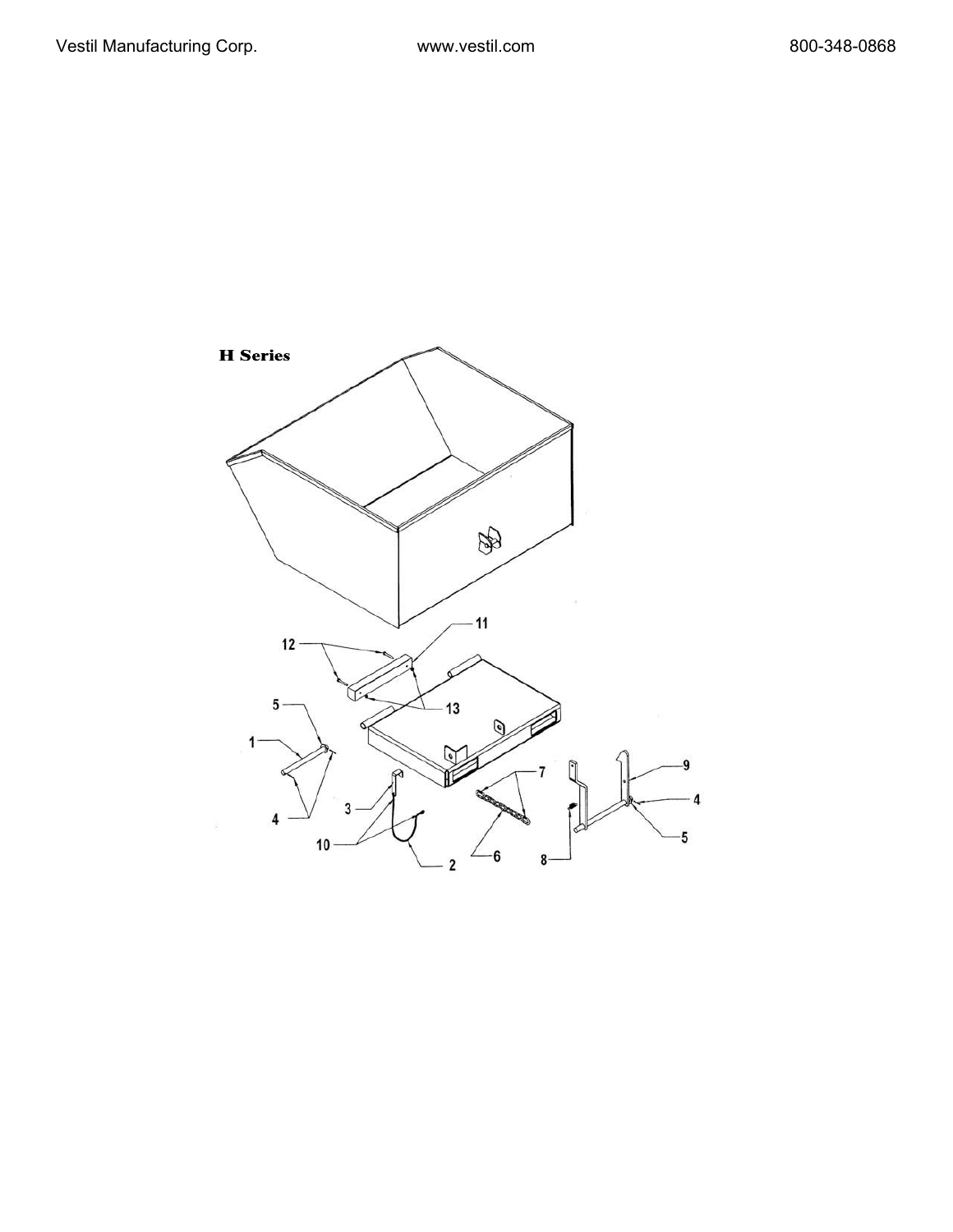**H Series**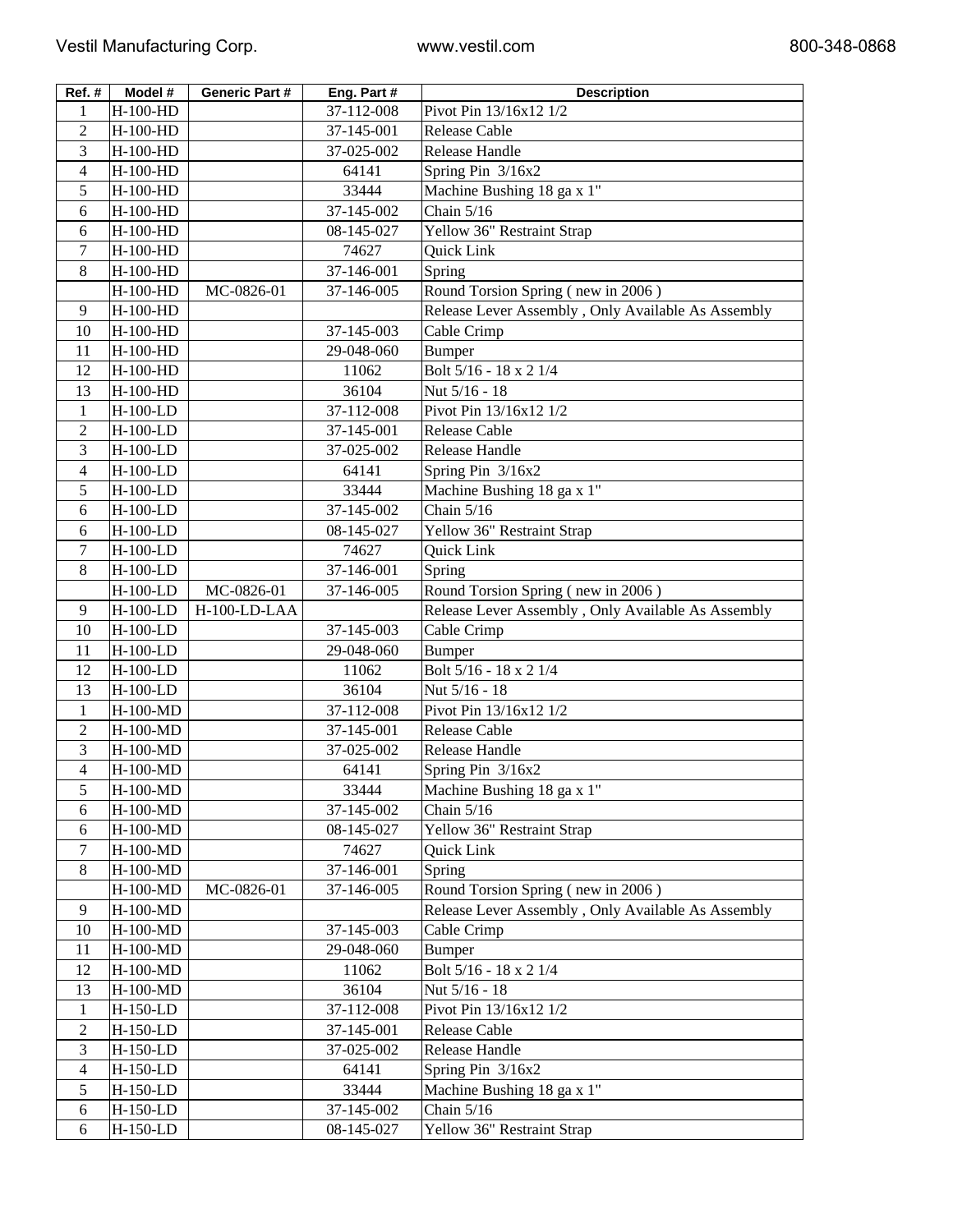| Ref. # | Model # | Generic Part # | Eng. Part # | Description |
|---|---|---|---|---|
| 1 | H-100-HD | | 37-112-008 | Pivot Pin 13/16x12 1/2 |
| 2 | H-100-HD | | 37-145-001 | Release Cable |
| 3 | H-100-HD | | 37-025-002 | Release Handle |
| 4 | H-100-HD | | 64141 | Spring Pin 3/16x2 |
| 5 | H-100-HD | | 33444 | Machine Bushing 18 ga x 1" |
| 6 | H-100-HD | | 37-145-002 | Chain 5/16 |
| 6 | H-100-HD | | 08-145-027 | Yellow 36" Restraint Strap |
| 7 | H-100-HD | | 74627 | Quick Link |
| 8 | H-100-HD | | 37-146-001 | Spring |
| | H-100-HD | MC-0826-01 | 37-146-005 | Round Torsion Spring ( new in 2006 ) |
| 9 | H-100-HD | | | Release Lever Assembly , Only Available As Assembly |
| 10 | H-100-HD | | 37-145-003 | Cable Crimp |
| 11 | H-100-HD | | 29-048-060 | Bumper |
| 12 | H-100-HD | | 11062 | Bolt 5/16 - 18 x 2 1/4 |
| 13 | H-100-HD | | 36104 | Nut 5/16 - 18 |
| 1 | H-100-LD | | 37-112-008 | Pivot Pin 13/16x12 1/2 |
| 2 | H-100-LD | | 37-145-001 | Release Cable |
| 3 | H-100-LD | | 37-025-002 | Release Handle |
| 4 | H-100-LD | | 64141 | Spring Pin 3/16x2 |
| 5 | H-100-LD | | 33444 | Machine Bushing 18 ga x 1" |
| 6 | H-100-LD | | 37-145-002 | Chain 5/16 |
| 6 | H-100-LD | | 08-145-027 | Yellow 36" Restraint Strap |
| 7 | H-100-LD | | 74627 | Quick Link |
| 8 | H-100-LD | | 37-146-001 | Spring |
| | H-100-LD | MC-0826-01 | 37-146-005 | Round Torsion Spring ( new in 2006 ) |
| 9 | H-100-LD | H-100-LD-LAA | | Release Lever Assembly , Only Available As Assembly |
| 10 | H-100-LD | | 37-145-003 | Cable Crimp |
| 11 | H-100-LD | | 29-048-060 | Bumper |
| 12 | H-100-LD | | 11062 | Bolt 5/16 - 18 x 2 1/4 |
| 13 | H-100-LD | | 36104 | Nut 5/16 - 18 |
| 1 | H-100-MD | | 37-112-008 | Pivot Pin 13/16x12 1/2 |
| 2 | H-100-MD | | 37-145-001 | Release Cable |
| 3 | H-100-MD | | 37-025-002 | Release Handle |
| 4 | H-100-MD | | 64141 | Spring Pin 3/16x2 |
| 5 | H-100-MD | | 33444 | Machine Bushing 18 ga x 1" |
| 6 | H-100-MD | | 37-145-002 | Chain 5/16 |
| 6 | H-100-MD | | 08-145-027 | Yellow 36" Restraint Strap |
| 7 | H-100-MD | | 74627 | Quick Link |
| 8 | H-100-MD | | 37-146-001 | Spring |
| | H-100-MD | MC-0826-01 | 37-146-005 | Round Torsion Spring ( new in 2006 ) |
| 9 | H-100-MD | | | Release Lever Assembly , Only Available As Assembly |
| 10 | H-100-MD | | 37-145-003 | Cable Crimp |
| 11 | H-100-MD | | 29-048-060 | Bumper |
| 12 | H-100-MD | | 11062 | Bolt 5/16 - 18 x 2 1/4 |
| 13 | H-100-MD | | 36104 | Nut 5/16 - 18 |
| 1 | H-150-LD | | 37-112-008 | Pivot Pin 13/16x12 1/2 |
| 2 | H-150-LD | | 37-145-001 | Release Cable |
| 3 | H-150-LD | | 37-025-002 | Release Handle |
| 4 | H-150-LD | | 64141 | Spring Pin 3/16x2 |
| 5 | H-150-LD | | 33444 | Machine Bushing 18 ga x 1" |
| 6 | H-150-LD | | 37-145-002 | Chain 5/16 |
| 6 | H-150-LD | | 08-145-027 | Yellow 36" Restraint Strap |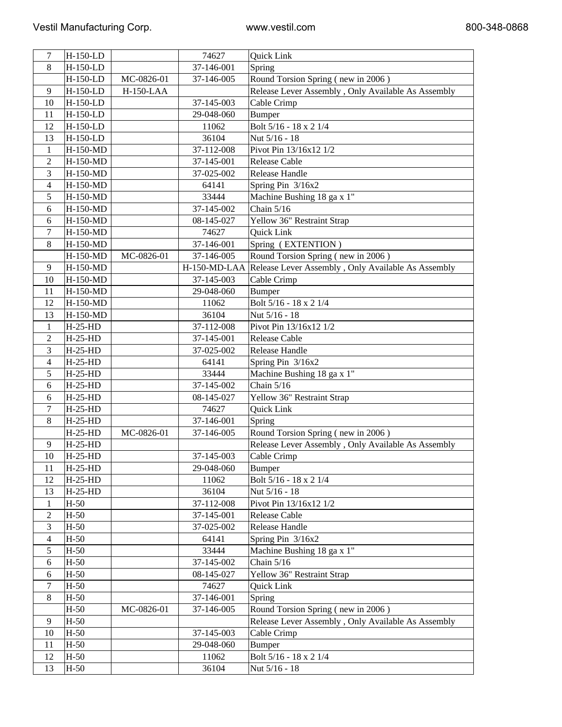| | | | | |
|---|---|---|---|---|
| 7 | H-150-LD | | 74627 | Quick Link |
| 8 | H-150-LD | | 37-146-001 | Spring |
| | H-150-LD | MC-0826-01 | 37-146-005 | Round Torsion Spring ( new in 2006 ) |
| 9 | H-150-LD | H-150-LAA | | Release Lever Assembly , Only Available As Assembly |
| 10 | H-150-LD | | 37-145-003 | Cable Crimp |
| 11 | H-150-LD | | 29-048-060 | Bumper |
| 12 | H-150-LD | | 11062 | Bolt 5/16 - 18 x 2 1/4 |
| 13 | H-150-LD | | 36104 | Nut 5/16 - 18 |
| 1 | H-150-MD | | 37-112-008 | Pivot Pin 13/16x12 1/2 |
| 2 | H-150-MD | | 37-145-001 | Release Cable |
| 3 | H-150-MD | | 37-025-002 | Release Handle |
| 4 | H-150-MD | | 64141 | Spring Pin 3/16x2 |
| 5 | H-150-MD | | 33444 | Machine Bushing 18 ga x 1" |
| 6 | H-150-MD | | 37-145-002 | Chain 5/16 |
| 6 | H-150-MD | | 08-145-027 | Yellow 36" Restraint Strap |
| 7 | H-150-MD | | 74627 | Quick Link |
| 8 | H-150-MD | | 37-146-001 | Spring ( EXTENTION ) |
| | H-150-MD | MC-0826-01 | 37-146-005 | Round Torsion Spring ( new in 2006 ) |
| 9 | H-150-MD | | H-150-MD-LAA | Release Lever Assembly , Only Available As Assembly |
| 10 | H-150-MD | | 37-145-003 | Cable Crimp |
| 11 | H-150-MD | | 29-048-060 | Bumper |
| 12 | H-150-MD | | 11062 | Bolt 5/16 - 18 x 2 1/4 |
| 13 | H-150-MD | | 36104 | Nut 5/16 - 18 |
| 1 | H-25-HD | | 37-112-008 | Pivot Pin 13/16x12 1/2 |
| 2 | H-25-HD | | 37-145-001 | Release Cable |
| 3 | H-25-HD | | 37-025-002 | Release Handle |
| 4 | H-25-HD | | 64141 | Spring Pin 3/16x2 |
| 5 | H-25-HD | | 33444 | Machine Bushing 18 ga x 1" |
| 6 | H-25-HD | | 37-145-002 | Chain 5/16 |
| 6 | H-25-HD | | 08-145-027 | Yellow 36" Restraint Strap |
| 7 | H-25-HD | | 74627 | Quick Link |
| 8 | H-25-HD | | 37-146-001 | Spring |
| | H-25-HD | MC-0826-01 | 37-146-005 | Round Torsion Spring ( new in 2006 ) |
| 9 | H-25-HD | | | Release Lever Assembly , Only Available As Assembly |
| 10 | H-25-HD | | 37-145-003 | Cable Crimp |
| 11 | H-25-HD | | 29-048-060 | Bumper |
| 12 | H-25-HD | | 11062 | Bolt 5/16 - 18 x 2 1/4 |
| 13 | H-25-HD | | 36104 | Nut 5/16 - 18 |
| 1 | H-50 | | 37-112-008 | Pivot Pin 13/16x12 1/2 |
| 2 | H-50 | | 37-145-001 | Release Cable |
| 3 | H-50 | | 37-025-002 | Release Handle |
| 4 | H-50 | | 64141 | Spring Pin 3/16x2 |
| 5 | H-50 | | 33444 | Machine Bushing 18 ga x 1" |
| 6 | H-50 | | 37-145-002 | Chain 5/16 |
| 6 | H-50 | | 08-145-027 | Yellow 36" Restraint Strap |
| 7 | H-50 | | 74627 | Quick Link |
| 8 | H-50 | | 37-146-001 | Spring |
| | H-50 | MC-0826-01 | 37-146-005 | Round Torsion Spring ( new in 2006 ) |
| 9 | H-50 | | | Release Lever Assembly , Only Available As Assembly |
| 10 | H-50 | | 37-145-003 | Cable Crimp |
| 11 | H-50 | | 29-048-060 | Bumper |
| 12 | H-50 | | 11062 | Bolt 5/16 - 18 x 2 1/4 |
| 13 | H-50 | | 36104 | Nut 5/16 - 18 |